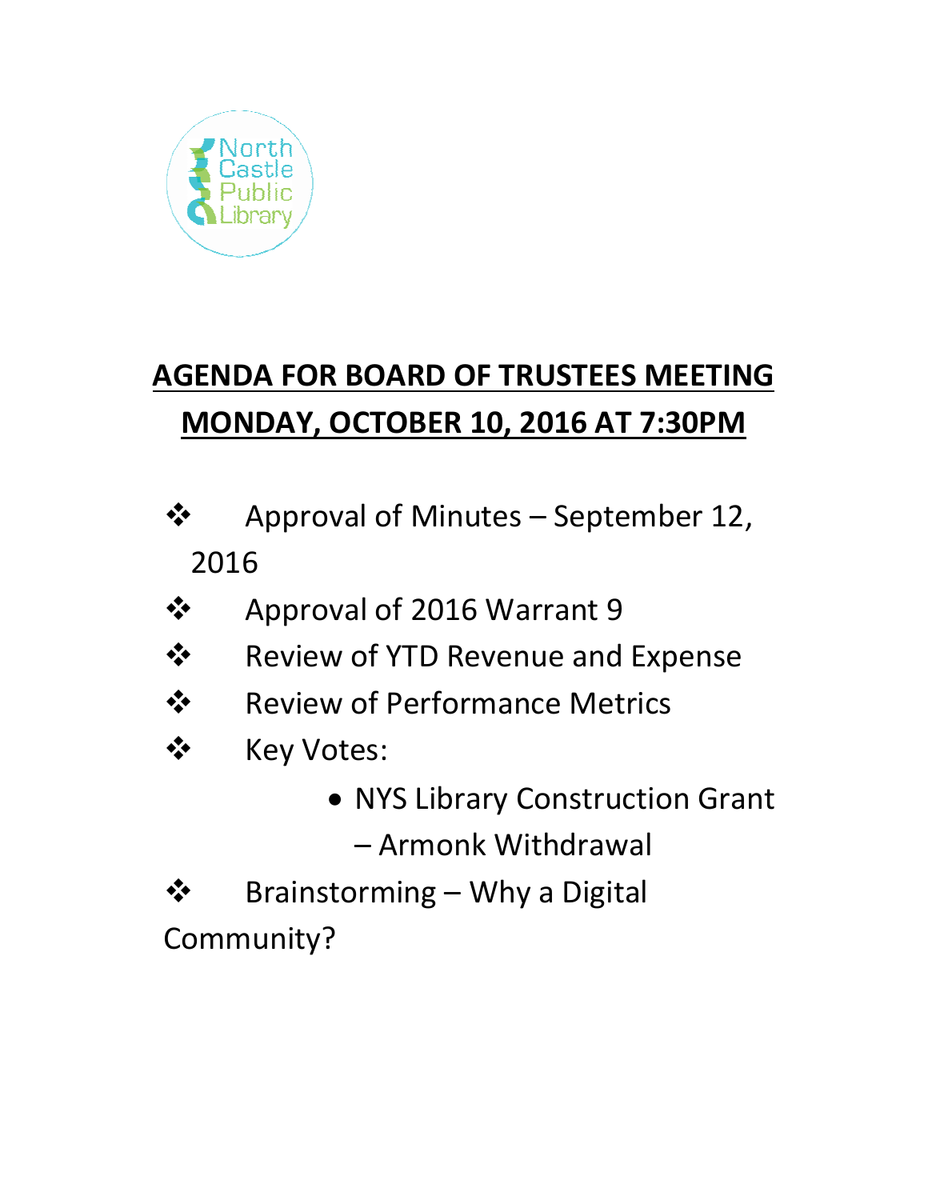North Castle Public Library

# AGENDA FOR BOARD OF TRUSTEES MEETING
# MONDAY, OCTOBER 10, 2016 AT 7:30PM

- Approval of Minutes – September 12, 2016
- Approval of 2016 Warrant 9
- Review of YTD Revenue and Expense
- Review of Performance Metrics
- Key Votes:
  - NYS Library Construction Grant – Armonk Withdrawal
- Brainstorming – Why a Digital Community?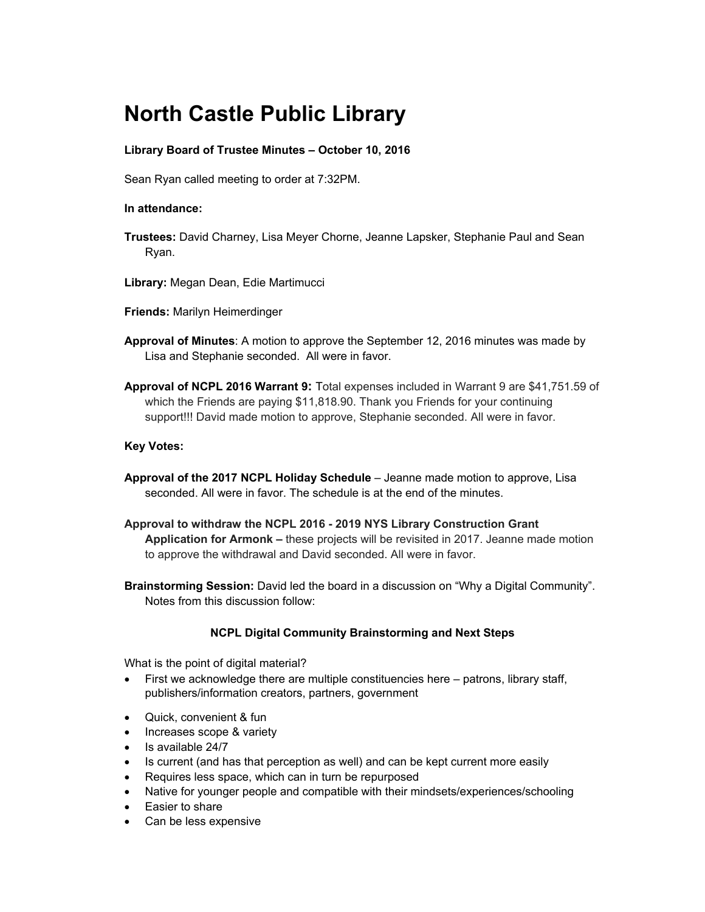# North Castle Public Library

**Library Board of Trustee Minutes – October 10, 2016**

Sean Ryan called meeting to order at 7:32PM.

**In attendance:**

**Trustees:** David Charney, Lisa Meyer Chorne, Jeanne Lapsker, Stephanie Paul and Sean Ryan.

**Library:** Megan Dean, Edie Martimucci

**Friends:** Marilyn Heimerdinger

**Approval of Minutes**: A motion to approve the September 12, 2016 minutes was made by Lisa and Stephanie seconded. All were in favor.

**Approval of NCPL 2016 Warrant 9:** Total expenses included in Warrant 9 are $41,751.59 of which the Friends are paying $11,818.90. Thank you Friends for your continuing support!!! David made motion to approve, Stephanie seconded. All were in favor.

**Key Votes:**

**Approval of the 2017 NCPL Holiday Schedule** – Jeanne made motion to approve, Lisa seconded. All were in favor. The schedule is at the end of the minutes.

**Approval to withdraw the NCPL 2016 - 2019 NYS Library Construction Grant Application for Armonk –** these projects will be revisited in 2017. Jeanne made motion to approve the withdrawal and David seconded. All were in favor.

**Brainstorming Session:** David led the board in a discussion on "Why a Digital Community". Notes from this discussion follow:

**NCPL Digital Community Brainstorming and Next Steps**

What is the point of digital material?

- First we acknowledge there are multiple constituencies here – patrons, library staff, publishers/information creators, partners, government
- Quick, convenient & fun
- Increases scope & variety
- Is available 24/7
- Is current (and has that perception as well) and can be kept current more easily
- Requires less space, which can in turn be repurposed
- Native for younger people and compatible with their mindsets/experiences/schooling
- Easier to share
- Can be less expensive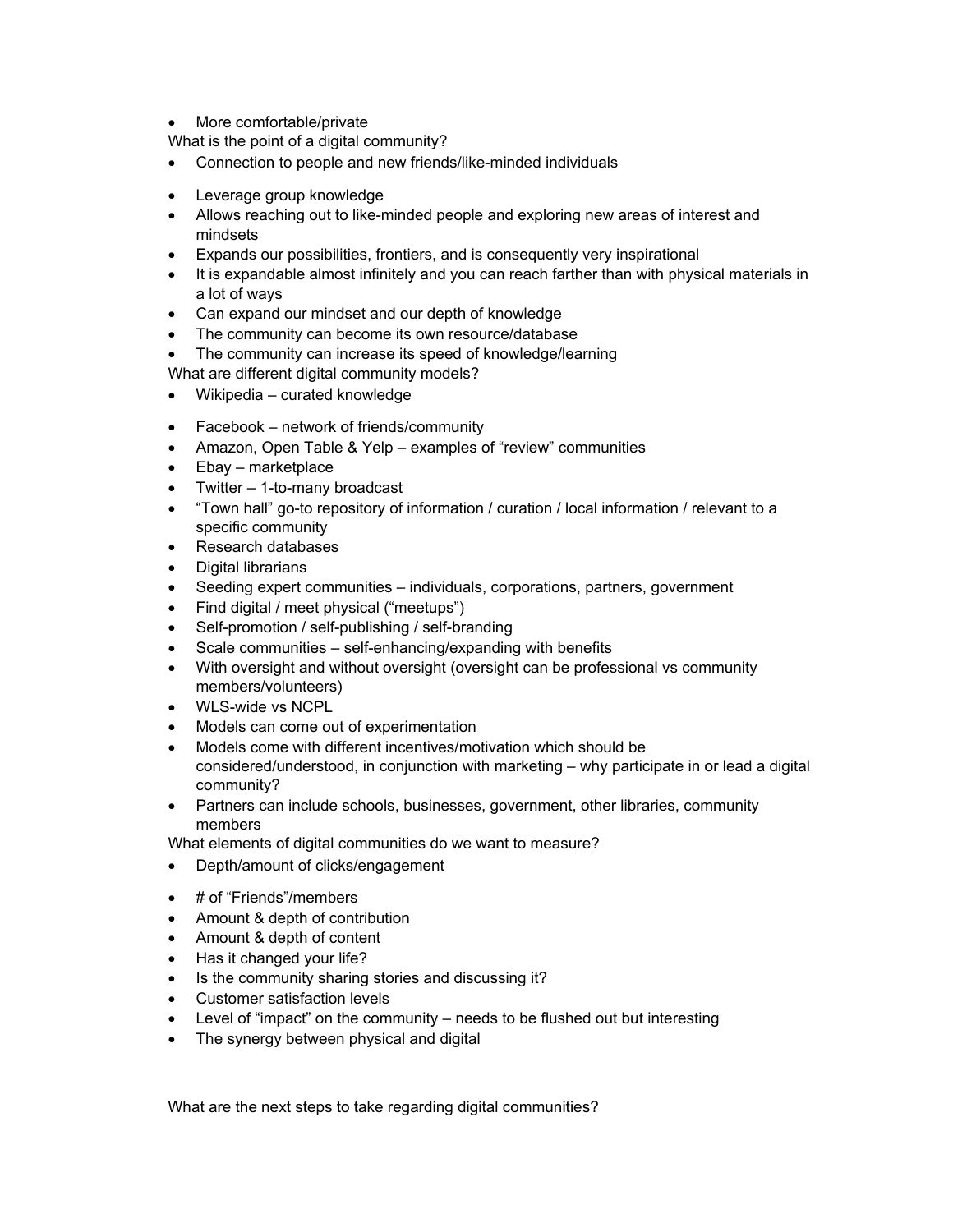- More comfortable/private

What is the point of a digital community?

- Connection to people and new friends/like-minded individuals
- Leverage group knowledge
- Allows reaching out to like-minded people and exploring new areas of interest and mindsets
- Expands our possibilities, frontiers, and is consequently very inspirational
- It is expandable almost infinitely and you can reach farther than with physical materials in a lot of ways
- Can expand our mindset and our depth of knowledge
- The community can become its own resource/database
- The community can increase its speed of knowledge/learning

What are different digital community models?

- Wikipedia – curated knowledge
- Facebook – network of friends/community
- Amazon, Open Table & Yelp – examples of "review" communities
- Ebay – marketplace
- Twitter – 1-to-many broadcast
- "Town hall" go-to repository of information / curation / local information / relevant to a specific community
- Research databases
- Digital librarians
- Seeding expert communities – individuals, corporations, partners, government
- Find digital / meet physical ("meetups")
- Self-promotion / self-publishing / self-branding
- Scale communities – self-enhancing/expanding with benefits
- With oversight and without oversight (oversight can be professional vs community members/volunteers)
- WLS-wide vs NCPL
- Models can come out of experimentation
- Models come with different incentives/motivation which should be considered/understood, in conjunction with marketing – why participate in or lead a digital community?
- Partners can include schools, businesses, government, other libraries, community members

What elements of digital communities do we want to measure?

- Depth/amount of clicks/engagement
- # of "Friends"/members
- Amount & depth of contribution
- Amount & depth of content
- Has it changed your life?
- Is the community sharing stories and discussing it?
- Customer satisfaction levels
- Level of "impact" on the community – needs to be flushed out but interesting
- The synergy between physical and digital

What are the next steps to take regarding digital communities?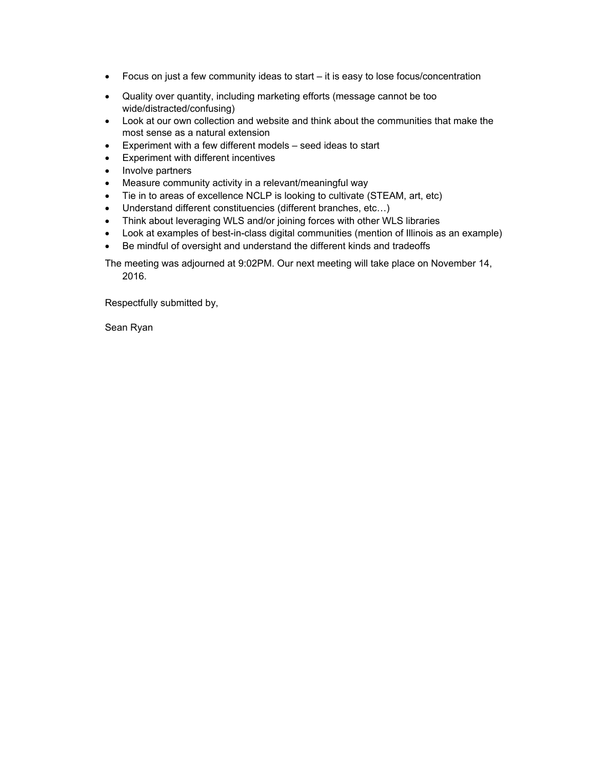- Focus on just a few community ideas to start – it is easy to lose focus/concentration
- Quality over quantity, including marketing efforts (message cannot be too wide/distracted/confusing)
- Look at our own collection and website and think about the communities that make the most sense as a natural extension
- Experiment with a few different models – seed ideas to start
- Experiment with different incentives
- Involve partners
- Measure community activity in a relevant/meaningful way
- Tie in to areas of excellence NCLP is looking to cultivate (STEAM, art, etc)
- Understand different constituencies (different branches, etc…)
- Think about leveraging WLS and/or joining forces with other WLS libraries
- Look at examples of best-in-class digital communities (mention of Illinois as an example)
- Be mindful of oversight and understand the different kinds and tradeoffs

The meeting was adjourned at 9:02PM. Our next meeting will take place on November 14, 2016.

Respectfully submitted by,

Sean Ryan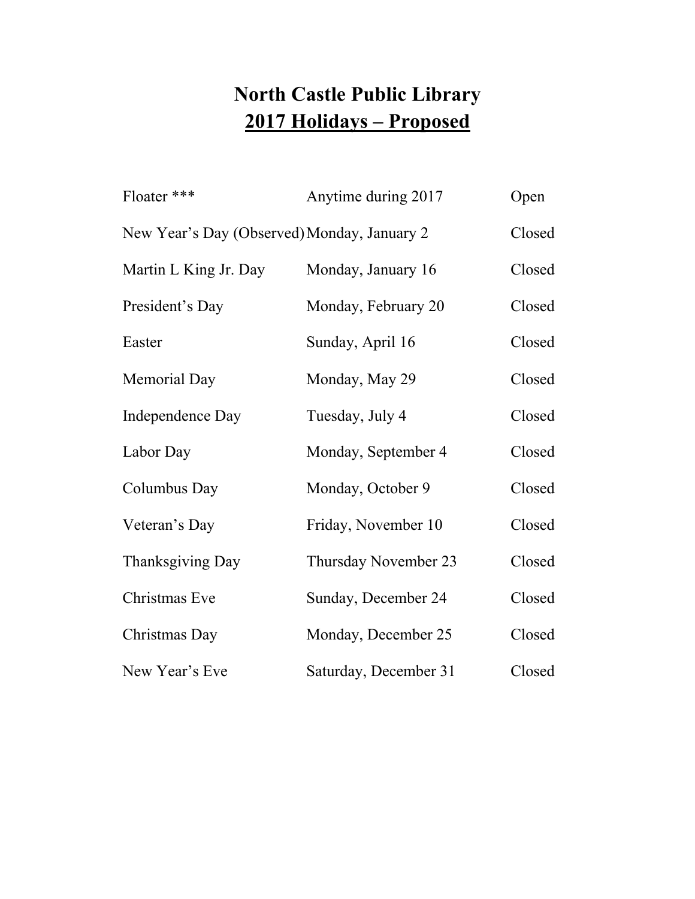# North Castle Public Library

## 2017 Holidays – Proposed

| | | |
|---|---|---|
| Floater *** | Anytime during 2017 | Open |
| New Year's Day (Observed) | Monday, January 2 | Closed |
| Martin L King Jr. Day | Monday, January 16 | Closed |
| President's Day | Monday, February 20 | Closed |
| Easter | Sunday, April 16 | Closed |
| Memorial Day | Monday, May 29 | Closed |
| Independence Day | Tuesday, July 4 | Closed |
| Labor Day | Monday, September 4 | Closed |
| Columbus Day | Monday, October 9 | Closed |
| Veteran's Day | Friday, November 10 | Closed |
| Thanksgiving Day | Thursday November 23 | Closed |
| Christmas Eve | Sunday, December 24 | Closed |
| Christmas Day | Monday, December 25 | Closed |
| New Year's Eve | Saturday, December 31 | Closed |